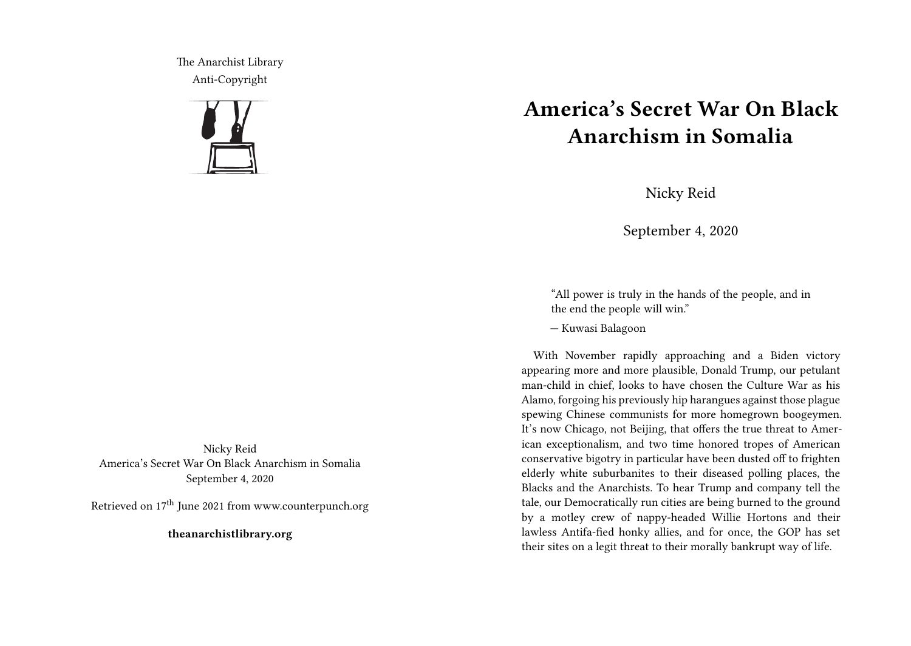The Anarchist Library
Anti-Copyright

Nicky Reid
America's Secret War On Black Anarchism in Somalia
September 4, 2020

Retrieved on 17th June 2021 from www.counterpunch.org

**theanarchistlibrary.org**

# America's Secret War On Black Anarchism in Somalia

Nicky Reid

September 4, 2020

> "All power is truly in the hands of the people, and in the end the people will win."
>
> — Kuwasi Balagoon

With November rapidly approaching and a Biden victory appearing more and more plausible, Donald Trump, our petulant man-child in chief, looks to have chosen the Culture War as his Alamo, forgoing his previously hip harangues against those plague spewing Chinese communists for more homegrown boogeymen. It's now Chicago, not Beijing, that offers the true threat to American exceptionalism, and two time honored tropes of American conservative bigotry in particular have been dusted off to frighten elderly white suburbanites to their diseased polling places, the Blacks and the Anarchists. To hear Trump and company tell the tale, our Democratically run cities are being burned to the ground by a motley crew of nappy-headed Willie Hortons and their lawless Antifa-fied honky allies, and for once, the GOP has set their sites on a legit threat to their morally bankrupt way of life.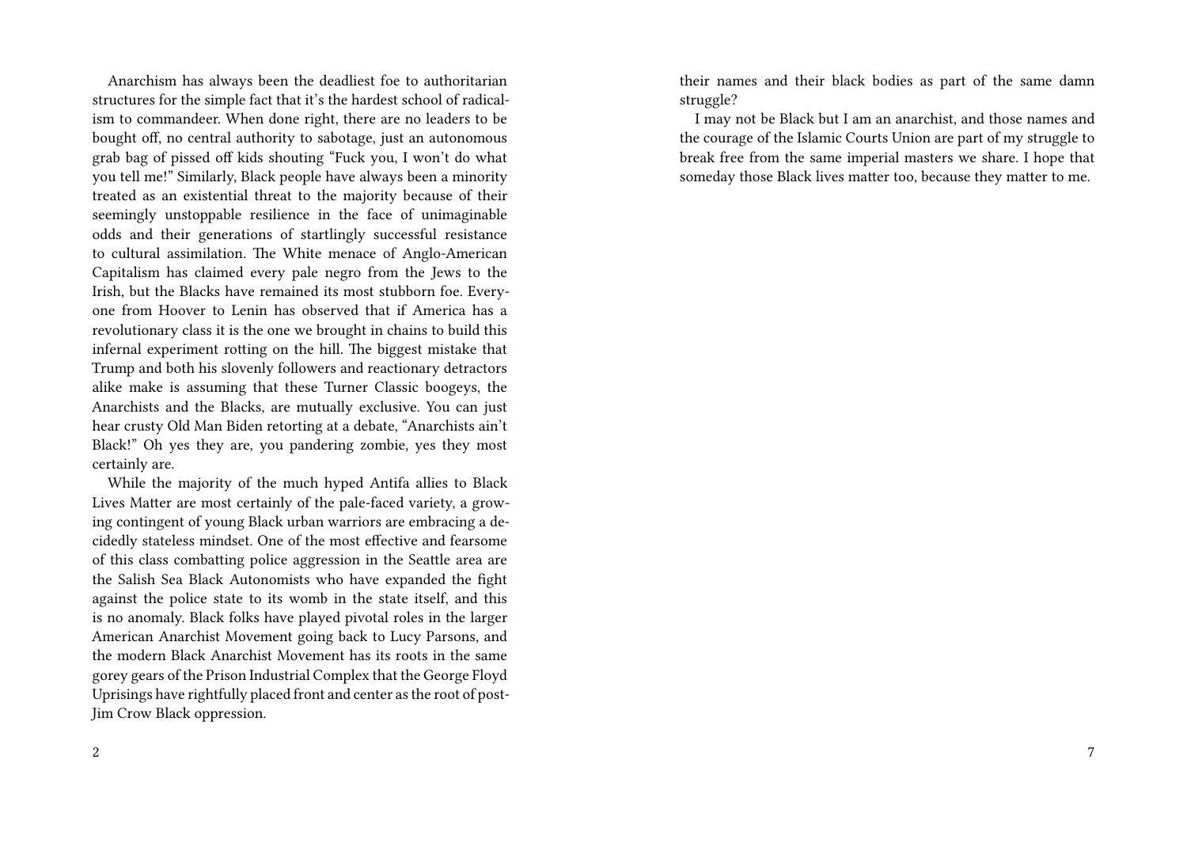Anarchism has always been the deadliest foe to authoritarian structures for the simple fact that it's the hardest school of radicalism to commandeer. When done right, there are no leaders to be bought off, no central authority to sabotage, just an autonomous grab bag of pissed off kids shouting "Fuck you, I won't do what you tell me!" Similarly, Black people have always been a minority treated as an existential threat to the majority because of their seemingly unstoppable resilience in the face of unimaginable odds and their generations of startlingly successful resistance to cultural assimilation. The White menace of Anglo-American Capitalism has claimed every pale negro from the Jews to the Irish, but the Blacks have remained its most stubborn foe. Everyone from Hoover to Lenin has observed that if America has a revolutionary class it is the one we brought in chains to build this infernal experiment rotting on the hill. The biggest mistake that Trump and both his slovenly followers and reactionary detractors alike make is assuming that these Turner Classic boogeys, the Anarchists and the Blacks, are mutually exclusive. You can just hear crusty Old Man Biden retorting at a debate, "Anarchists ain't Black!" Oh yes they are, you pandering zombie, yes they most certainly are.

While the majority of the much hyped Antifa allies to Black Lives Matter are most certainly of the pale-faced variety, a growing contingent of young Black urban warriors are embracing a decidedly stateless mindset. One of the most effective and fearsome of this class combatting police aggression in the Seattle area are the Salish Sea Black Autonomists who have expanded the fight against the police state to its womb in the state itself, and this is no anomaly. Black folks have played pivotal roles in the larger American Anarchist Movement going back to Lucy Parsons, and the modern Black Anarchist Movement has its roots in the same gorey gears of the Prison Industrial Complex that the George Floyd Uprisings have rightfully placed front and center as the root of post-Jim Crow Black oppression.

their names and their black bodies as part of the same damn struggle?

I may not be Black but I am an anarchist, and those names and the courage of the Islamic Courts Union are part of my struggle to break free from the same imperial masters we share. I hope that someday those Black lives matter too, because they matter to me.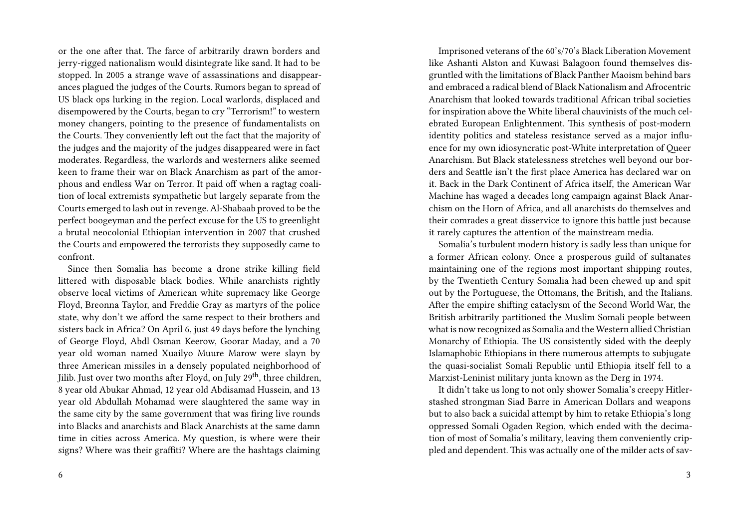or the one after that. The farce of arbitrarily drawn borders and jerry-rigged nationalism would disintegrate like sand. It had to be stopped. In 2005 a strange wave of assassinations and disappearances plagued the judges of the Courts. Rumors began to spread of US black ops lurking in the region. Local warlords, displaced and disempowered by the Courts, began to cry "Terrorism!" to western money changers, pointing to the presence of fundamentalists on the Courts. They conveniently left out the fact that the majority of the judges and the majority of the judges disappeared were in fact moderates. Regardless, the warlords and westerners alike seemed keen to frame their war on Black Anarchism as part of the amorphous and endless War on Terror. It paid off when a ragtag coalition of local extremists sympathetic but largely separate from the Courts emerged to lash out in revenge. Al-Shabaab proved to be the perfect boogeyman and the perfect excuse for the US to greenlight a brutal neocolonial Ethiopian intervention in 2007 that crushed the Courts and empowered the terrorists they supposedly came to confront.

Since then Somalia has become a drone strike killing field littered with disposable black bodies. While anarchists rightly observe local victims of American white supremacy like George Floyd, Breonna Taylor, and Freddie Gray as martyrs of the police state, why don't we afford the same respect to their brothers and sisters back in Africa? On April 6, just 49 days before the lynching of George Floyd, Abdl Osman Keerow, Goorar Maday, and a 70 year old woman named Xuailyo Muure Marow were slayn by three American missiles in a densely populated neighborhood of Jilib. Just over two months after Floyd, on July 29th, three children, 8 year old Abukar Ahmad, 12 year old Abdisamad Hussein, and 13 year old Abdullah Mohamad were slaughtered the same way in the same city by the same government that was firing live rounds into Blacks and anarchists and Black Anarchists at the same damn time in cities across America. My question, is where were their signs? Where was their graffiti? Where are the hashtags claiming

Imprisoned veterans of the 60's/70's Black Liberation Movement like Ashanti Alston and Kuwasi Balagoon found themselves disgruntled with the limitations of Black Panther Maoism behind bars and embraced a radical blend of Black Nationalism and Afrocentric Anarchism that looked towards traditional African tribal societies for inspiration above the White liberal chauvinists of the much celebrated European Enlightenment. This synthesis of post-modern identity politics and stateless resistance served as a major influence for my own idiosyncratic post-White interpretation of Queer Anarchism. But Black statelessness stretches well beyond our borders and Seattle isn't the first place America has declared war on it. Back in the Dark Continent of Africa itself, the American War Machine has waged a decades long campaign against Black Anarchism on the Horn of Africa, and all anarchists do themselves and their comrades a great disservice to ignore this battle just because it rarely captures the attention of the mainstream media.

Somalia's turbulent modern history is sadly less than unique for a former African colony. Once a prosperous guild of sultanates maintaining one of the regions most important shipping routes, by the Twentieth Century Somalia had been chewed up and spit out by the Portuguese, the Ottomans, the British, and the Italians. After the empire shifting cataclysm of the Second World War, the British arbitrarily partitioned the Muslim Somali people between what is now recognized as Somalia and the Western allied Christian Monarchy of Ethiopia. The US consistently sided with the deeply Islamaphobic Ethiopians in there numerous attempts to subjugate the quasi-socialist Somali Republic until Ethiopia itself fell to a Marxist-Leninist military junta known as the Derg in 1974.

It didn't take us long to not only shower Somalia's creepy Hitler-stashed strongman Siad Barre in American Dollars and weapons but to also back a suicidal attempt by him to retake Ethiopia's long oppressed Somali Ogaden Region, which ended with the decimation of most of Somalia's military, leaving them conveniently crippled and dependent. This was actually one of the milder acts of sav-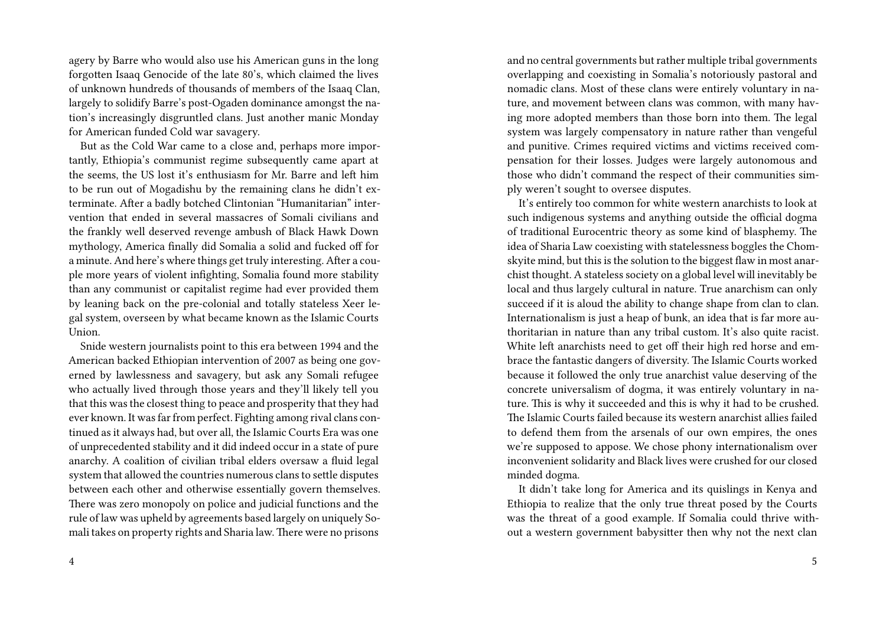agery by Barre who would also use his American guns in the long forgotten Isaaq Genocide of the late 80's, which claimed the lives of unknown hundreds of thousands of members of the Isaaq Clan, largely to solidify Barre's post-Ogaden dominance amongst the nation's increasingly disgruntled clans. Just another manic Monday for American funded Cold war savagery.

But as the Cold War came to a close and, perhaps more importantly, Ethiopia's communist regime subsequently came apart at the seems, the US lost it's enthusiasm for Mr. Barre and left him to be run out of Mogadishu by the remaining clans he didn't exterminate. After a badly botched Clintonian "Humanitarian" intervention that ended in several massacres of Somali civilians and the frankly well deserved revenge ambush of Black Hawk Down mythology, America finally did Somalia a solid and fucked off for a minute. And here's where things get truly interesting. After a couple more years of violent infighting, Somalia found more stability than any communist or capitalist regime had ever provided them by leaning back on the pre-colonial and totally stateless Xeer legal system, overseen by what became known as the Islamic Courts Union.

Snide western journalists point to this era between 1994 and the American backed Ethiopian intervention of 2007 as being one governed by lawlessness and savagery, but ask any Somali refugee who actually lived through those years and they'll likely tell you that this was the closest thing to peace and prosperity that they had ever known. It was far from perfect. Fighting among rival clans continued as it always had, but over all, the Islamic Courts Era was one of unprecedented stability and it did indeed occur in a state of pure anarchy. A coalition of civilian tribal elders oversaw a fluid legal system that allowed the countries numerous clans to settle disputes between each other and otherwise essentially govern themselves. There was zero monopoly on police and judicial functions and the rule of law was upheld by agreements based largely on uniquely Somali takes on property rights and Sharia law. There were no prisons and no central governments but rather multiple tribal governments overlapping and coexisting in Somalia's notoriously pastoral and nomadic clans. Most of these clans were entirely voluntary in nature, and movement between clans was common, with many having more adopted members than those born into them. The legal system was largely compensatory in nature rather than vengeful and punitive. Crimes required victims and victims received compensation for their losses. Judges were largely autonomous and those who didn't command the respect of their communities simply weren't sought to oversee disputes.

It's entirely too common for white western anarchists to look at such indigenous systems and anything outside the official dogma of traditional Eurocentric theory as some kind of blasphemy. The idea of Sharia Law coexisting with statelessness boggles the Chomskyite mind, but this is the solution to the biggest flaw in most anarchist thought. A stateless society on a global level will inevitably be local and thus largely cultural in nature. True anarchism can only succeed if it is aloud the ability to change shape from clan to clan. Internationalism is just a heap of bunk, an idea that is far more authoritarian in nature than any tribal custom. It's also quite racist. White left anarchists need to get off their high red horse and embrace the fantastic dangers of diversity. The Islamic Courts worked because it followed the only true anarchist value deserving of the concrete universalism of dogma, it was entirely voluntary in nature. This is why it succeeded and this is why it had to be crushed. The Islamic Courts failed because its western anarchist allies failed to defend them from the arsenals of our own empires, the ones we're supposed to appose. We chose phony internationalism over inconvenient solidarity and Black lives were crushed for our closed minded dogma.

It didn't take long for America and its quislings in Kenya and Ethiopia to realize that the only true threat posed by the Courts was the threat of a good example. If Somalia could thrive without a western government babysitter then why not the next clan